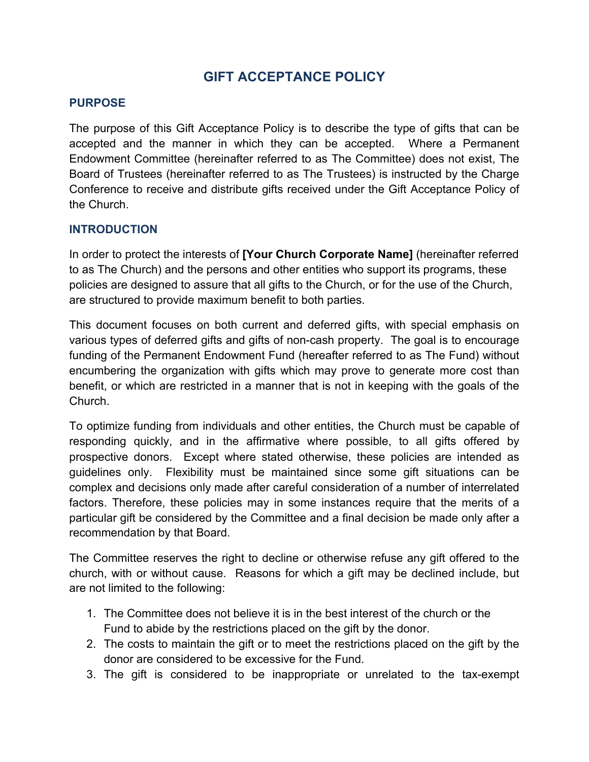# GIFT ACCEPTANCE POLICY

## PURPOSE

The purpose of this Gift Acceptance Policy is to describe the type of gifts that can be accepted and the manner in which they can be accepted. Where a Permanent Endowment Committee (hereinafter referred to as The Committee) does not exist, The Board of Trustees (hereinafter referred to as The Trustees) is instructed by the Charge Conference to receive and distribute gifts received under the Gift Acceptance Policy of the Church.

## INTRODUCTION

In order to protect the interests of **[Your Church Corporate Name]** (hereinafter referred to as The Church) and the persons and other entities who support its programs, these policies are designed to assure that all gifts to the Church, or for the use of the Church, are structured to provide maximum benefit to both parties.

This document focuses on both current and deferred gifts, with special emphasis on various types of deferred gifts and gifts of non-cash property. The goal is to encourage funding of the Permanent Endowment Fund (hereafter referred to as The Fund) without encumbering the organization with gifts which may prove to generate more cost than benefit, or which are restricted in a manner that is not in keeping with the goals of the Church.

To optimize funding from individuals and other entities, the Church must be capable of responding quickly, and in the affirmative where possible, to all gifts offered by prospective donors. Except where stated otherwise, these policies are intended as guidelines only. Flexibility must be maintained since some gift situations can be complex and decisions only made after careful consideration of a number of interrelated factors. Therefore, these policies may in some instances require that the merits of a particular gift be considered by the Committee and a final decision be made only after a recommendation by that Board.

The Committee reserves the right to decline or otherwise refuse any gift offered to the church, with or without cause. Reasons for which a gift may be declined include, but are not limited to the following:

1. The Committee does not believe it is in the best interest of the church or the Fund to abide by the restrictions placed on the gift by the donor.
2. The costs to maintain the gift or to meet the restrictions placed on the gift by the donor are considered to be excessive for the Fund.
3. The gift is considered to be inappropriate or unrelated to the tax-exempt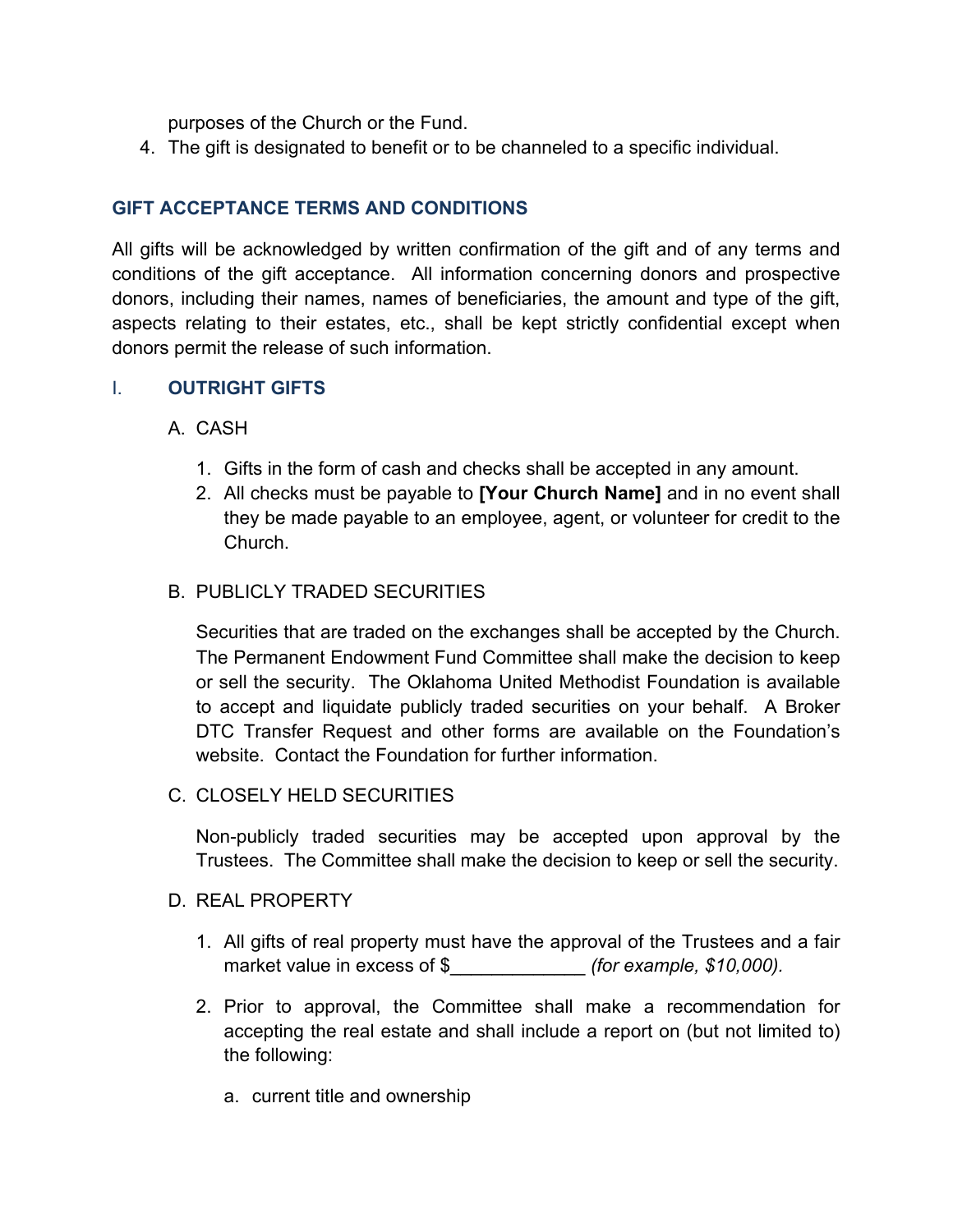purposes of the Church or the Fund.

4. The gift is designated to benefit or to be channeled to a specific individual.

## GIFT ACCEPTANCE TERMS AND CONDITIONS

All gifts will be acknowledged by written confirmation of the gift and of any terms and conditions of the gift acceptance. All information concerning donors and prospective donors, including their names, names of beneficiaries, the amount and type of the gift, aspects relating to their estates, etc., shall be kept strictly confidential except when donors permit the release of such information.

### I. OUTRIGHT GIFTS

A. CASH

1. Gifts in the form of cash and checks shall be accepted in any amount.
2. All checks must be payable to **[Your Church Name]** and in no event shall they be made payable to an employee, agent, or volunteer for credit to the Church.

B. PUBLICLY TRADED SECURITIES

Securities that are traded on the exchanges shall be accepted by the Church. The Permanent Endowment Fund Committee shall make the decision to keep or sell the security. The Oklahoma United Methodist Foundation is available to accept and liquidate publicly traded securities on your behalf. A Broker DTC Transfer Request and other forms are available on the Foundation's website. Contact the Foundation for further information.

C. CLOSELY HELD SECURITIES

Non-publicly traded securities may be accepted upon approval by the Trustees. The Committee shall make the decision to keep or sell the security.

D. REAL PROPERTY

1. All gifts of real property must have the approval of the Trustees and a fair market value in excess of $_____________ *(for example, $10,000).*

2. Prior to approval, the Committee shall make a recommendation for accepting the real estate and shall include a report on (but not limited to) the following:

   a. current title and ownership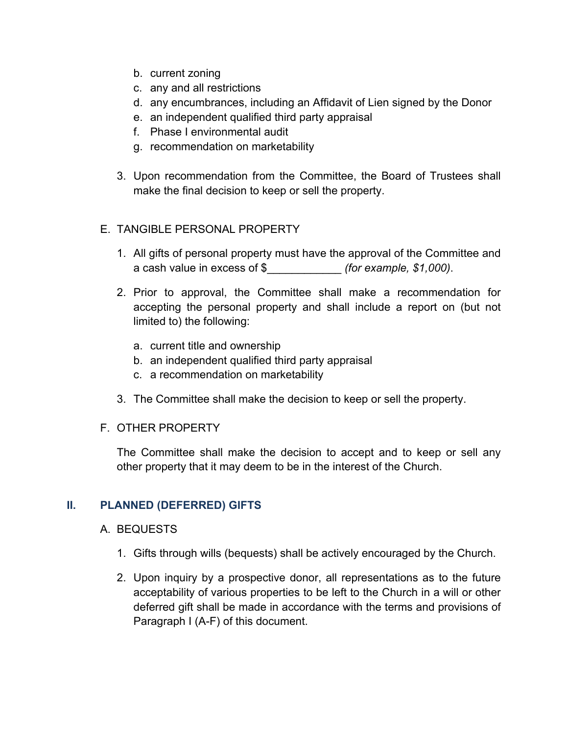b. current zoning
c. any and all restrictions
d. any encumbrances, including an Affidavit of Lien signed by the Donor
e. an independent qualified third party appraisal
f. Phase I environmental audit
g. recommendation on marketability

3. Upon recommendation from the Committee, the Board of Trustees shall make the final decision to keep or sell the property.

E. TANGIBLE PERSONAL PROPERTY

1. All gifts of personal property must have the approval of the Committee and a cash value in excess of $____________ *(for example, $1,000)*.

2. Prior to approval, the Committee shall make a recommendation for accepting the personal property and shall include a report on (but not limited to) the following:

   a. current title and ownership
   b. an independent qualified third party appraisal
   c. a recommendation on marketability

3. The Committee shall make the decision to keep or sell the property.

F. OTHER PROPERTY

The Committee shall make the decision to accept and to keep or sell any other property that it may deem to be in the interest of the Church.

## II. PLANNED (DEFERRED) GIFTS

A. BEQUESTS

1. Gifts through wills (bequests) shall be actively encouraged by the Church.

2. Upon inquiry by a prospective donor, all representations as to the future acceptability of various properties to be left to the Church in a will or other deferred gift shall be made in accordance with the terms and provisions of Paragraph I (A-F) of this document.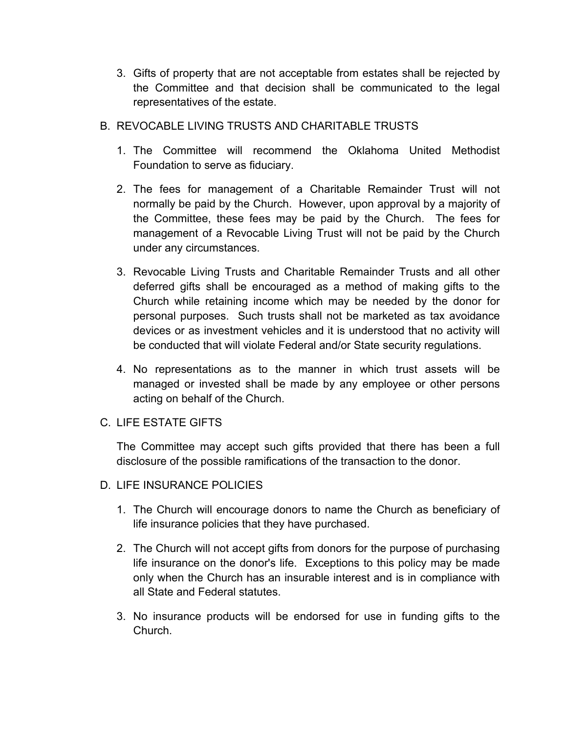3. Gifts of property that are not acceptable from estates shall be rejected by the Committee and that decision shall be communicated to the legal representatives of the estate.

B. REVOCABLE LIVING TRUSTS AND CHARITABLE TRUSTS

1. The Committee will recommend the Oklahoma United Methodist Foundation to serve as fiduciary.

2. The fees for management of a Charitable Remainder Trust will not normally be paid by the Church. However, upon approval by a majority of the Committee, these fees may be paid by the Church. The fees for management of a Revocable Living Trust will not be paid by the Church under any circumstances.

3. Revocable Living Trusts and Charitable Remainder Trusts and all other deferred gifts shall be encouraged as a method of making gifts to the Church while retaining income which may be needed by the donor for personal purposes. Such trusts shall not be marketed as tax avoidance devices or as investment vehicles and it is understood that no activity will be conducted that will violate Federal and/or State security regulations.

4. No representations as to the manner in which trust assets will be managed or invested shall be made by any employee or other persons acting on behalf of the Church.

C. LIFE ESTATE GIFTS

The Committee may accept such gifts provided that there has been a full disclosure of the possible ramifications of the transaction to the donor.

D. LIFE INSURANCE POLICIES

1. The Church will encourage donors to name the Church as beneficiary of life insurance policies that they have purchased.

2. The Church will not accept gifts from donors for the purpose of purchasing life insurance on the donor's life. Exceptions to this policy may be made only when the Church has an insurable interest and is in compliance with all State and Federal statutes.

3. No insurance products will be endorsed for use in funding gifts to the Church.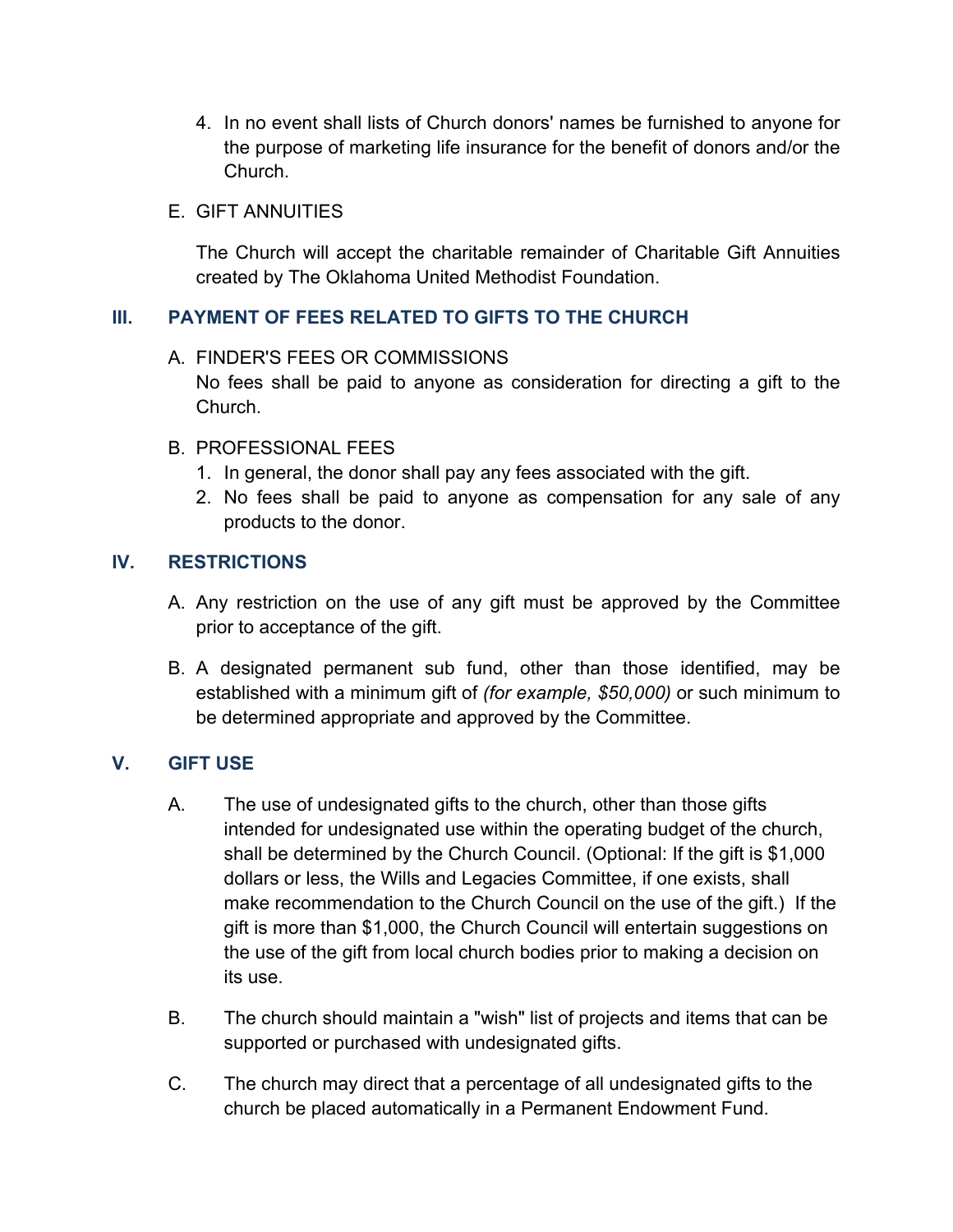4. In no event shall lists of Church donors' names be furnished to anyone for the purpose of marketing life insurance for the benefit of donors and/or the Church.

E. GIFT ANNUITIES

The Church will accept the charitable remainder of Charitable Gift Annuities created by The Oklahoma United Methodist Foundation.

## III. PAYMENT OF FEES RELATED TO GIFTS TO THE CHURCH

A. FINDER'S FEES OR COMMISSIONS
No fees shall be paid to anyone as consideration for directing a gift to the Church.

B. PROFESSIONAL FEES
1. In general, the donor shall pay any fees associated with the gift.
2. No fees shall be paid to anyone as compensation for any sale of any products to the donor.

## IV. RESTRICTIONS

A. Any restriction on the use of any gift must be approved by the Committee prior to acceptance of the gift.

B. A designated permanent sub fund, other than those identified, may be established with a minimum gift of *(for example, $50,000)* or such minimum to be determined appropriate and approved by the Committee.

## V. GIFT USE

A. The use of undesignated gifts to the church, other than those gifts intended for undesignated use within the operating budget of the church, shall be determined by the Church Council. (Optional: If the gift is $1,000 dollars or less, the Wills and Legacies Committee, if one exists, shall make recommendation to the Church Council on the use of the gift.) If the gift is more than $1,000, the Church Council will entertain suggestions on the use of the gift from local church bodies prior to making a decision on its use.

B. The church should maintain a "wish" list of projects and items that can be supported or purchased with undesignated gifts.

C. The church may direct that a percentage of all undesignated gifts to the church be placed automatically in a Permanent Endowment Fund.